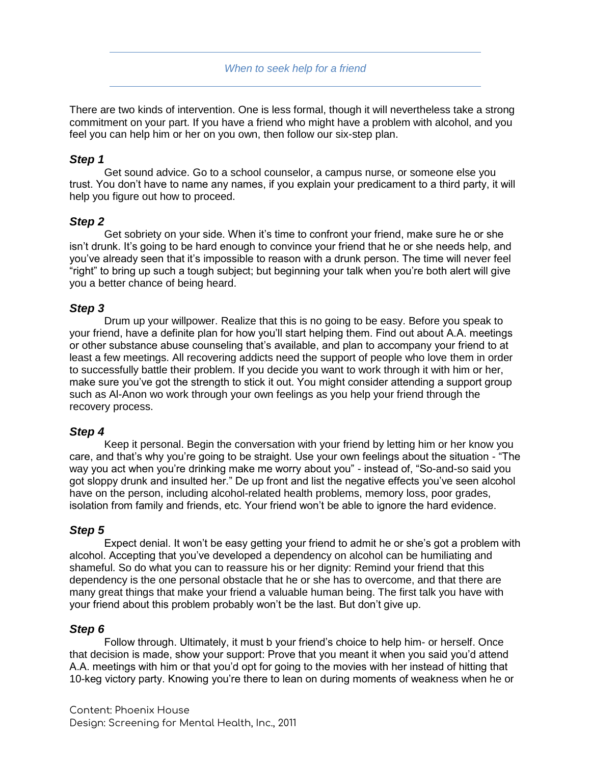## *When to seek help for a friend*

There are two kinds of intervention. One is less formal, though it will nevertheless take a strong commitment on your part. If you have a friend who might have a problem with alcohol, and you feel you can help him or her on you own, then follow our six-step plan.

### *Step 1*

Get sound advice. Go to a school counselor, a campus nurse, or someone else you trust. You don't have to name any names, if you explain your predicament to a third party, it will help you figure out how to proceed.

### *Step 2*

Get sobriety on your side. When it's time to confront your friend, make sure he or she isn't drunk. It's going to be hard enough to convince your friend that he or she needs help, and you've already seen that it's impossible to reason with a drunk person. The time will never feel "right" to bring up such a tough subject; but beginning your talk when you're both alert will give you a better chance of being heard.

### *Step 3*

Drum up your willpower. Realize that this is no going to be easy. Before you speak to your friend, have a definite plan for how you'll start helping them. Find out about A.A. meetings or other substance abuse counseling that's available, and plan to accompany your friend to at least a few meetings. All recovering addicts need the support of people who love them in order to successfully battle their problem. If you decide you want to work through it with him or her, make sure you've got the strength to stick it out. You might consider attending a support group such as Al-Anon wo work through your own feelings as you help your friend through the recovery process.

### *Step 4*

Keep it personal. Begin the conversation with your friend by letting him or her know you care, and that's why you're going to be straight. Use your own feelings about the situation - "The way you act when you're drinking make me worry about you" - instead of, "So-and-so said you got sloppy drunk and insulted her." De up front and list the negative effects you've seen alcohol have on the person, including alcohol-related health problems, memory loss, poor grades, isolation from family and friends, etc. Your friend won't be able to ignore the hard evidence.

### *Step 5*

Expect denial. It won't be easy getting your friend to admit he or she's got a problem with alcohol. Accepting that you've developed a dependency on alcohol can be humiliating and shameful. So do what you can to reassure his or her dignity: Remind your friend that this dependency is the one personal obstacle that he or she has to overcome, and that there are many great things that make your friend a valuable human being. The first talk you have with your friend about this problem probably won't be the last. But don't give up.

### *Step 6*

Follow through. Ultimately, it must b your friend's choice to help him- or herself. Once that decision is made, show your support: Prove that you meant it when you said you'd attend A.A. meetings with him or that you'd opt for going to the movies with her instead of hitting that 10-keg victory party. Knowing you're there to lean on during moments of weakness when he or

Content: Phoenix House
Design: Screening for Mental Health, Inc., 2011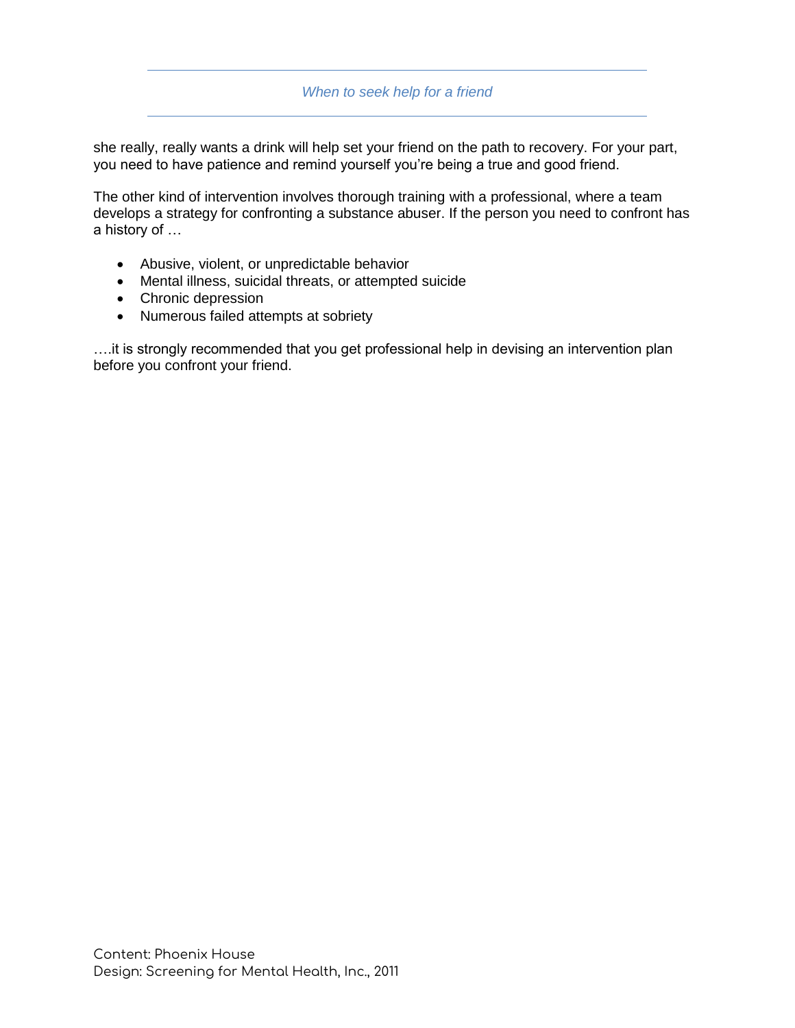she really, really wants a drink will help set your friend on the path to recovery. For your part, you need to have patience and remind yourself you're being a true and good friend.

The other kind of intervention involves thorough training with a professional, where a team develops a strategy for confronting a substance abuser. If the person you need to confront has a history of …

- Abusive, violent, or unpredictable behavior
- Mental illness, suicidal threats, or attempted suicide
- Chronic depression
- Numerous failed attempts at sobriety

….it is strongly recommended that you get professional help in devising an intervention plan before you confront your friend.

Content: Phoenix House
Design: Screening for Mental Health, Inc., 2011